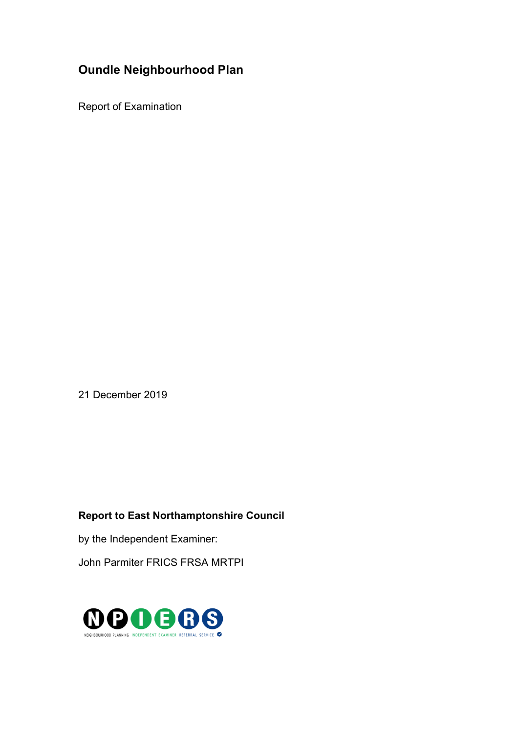# Oundle Neighbourhood Plan

Report of Examination

21 December 2019

**Report to East Northamptonshire Council**

by the Independent Examiner:

John Parmiter FRICS FRSA MRTPI

NPIERS NEIGHBOURHOOD PLANNING INDEPENDENT EXAMINER REFERRAL SERVICE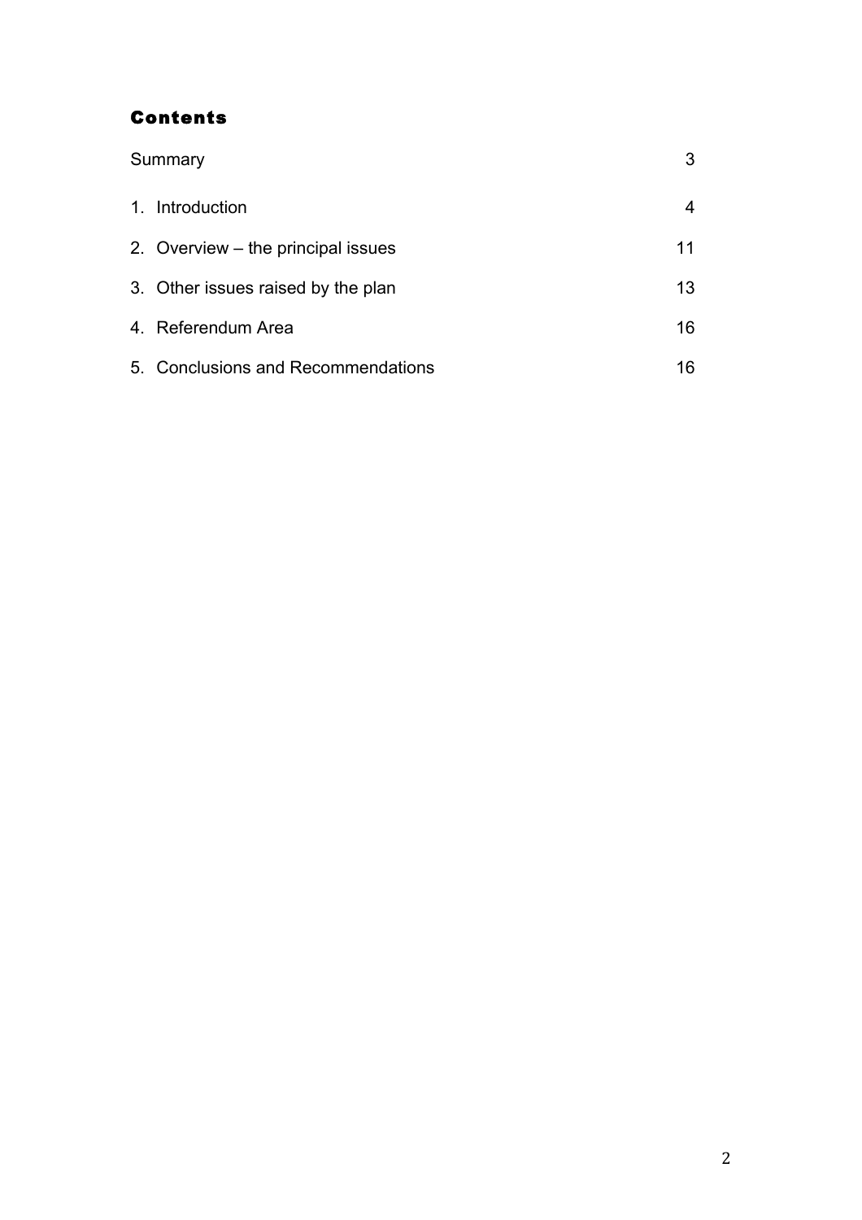## Contents

| | |
|---|---|
| Summary | 3 |
| 1. Introduction | 4 |
| 2. Overview – the principal issues | 11 |
| 3. Other issues raised by the plan | 13 |
| 4. Referendum Area | 16 |
| 5. Conclusions and Recommendations | 16 |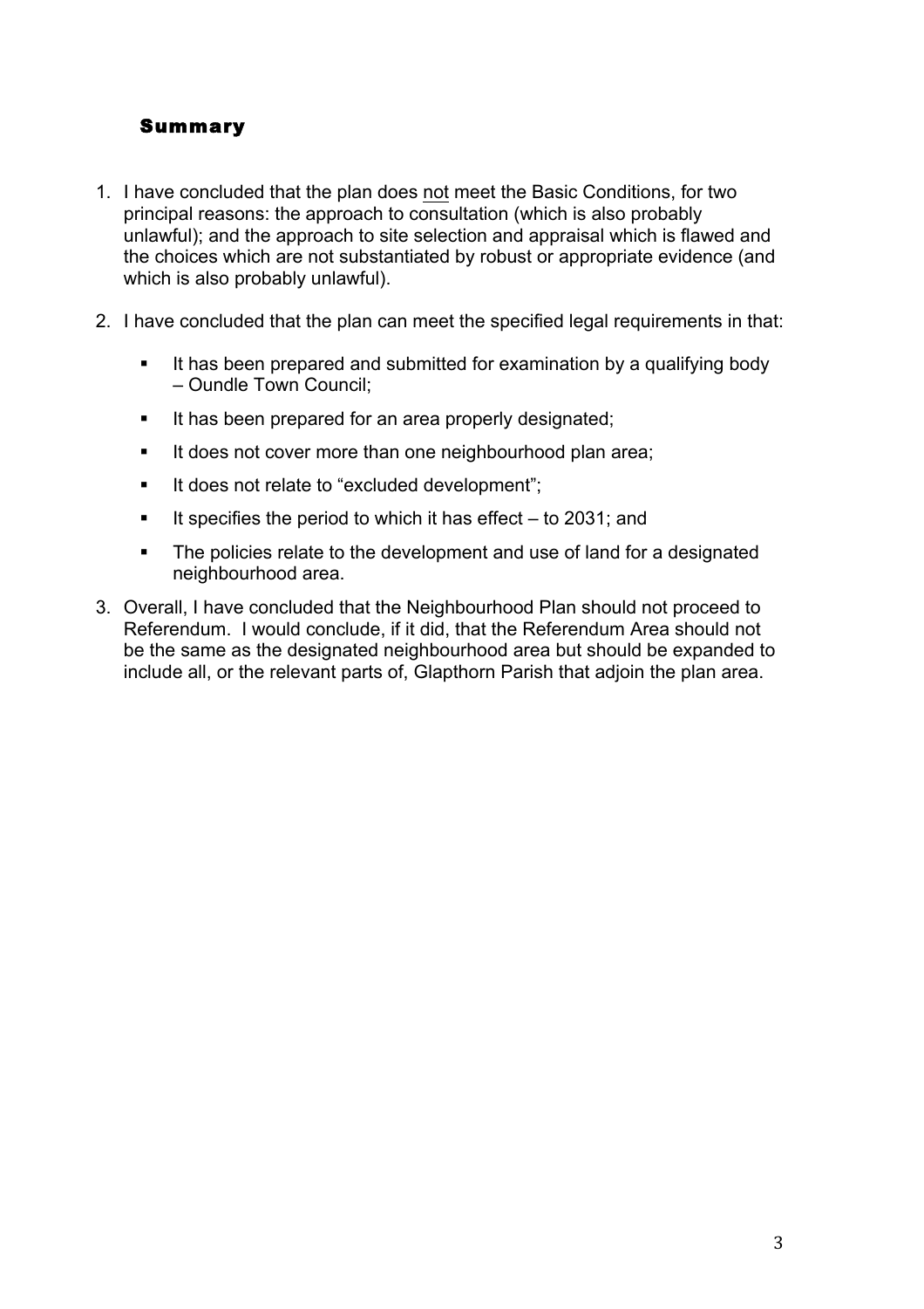## Summary

1. I have concluded that the plan does <u>not</u> meet the Basic Conditions, for two principal reasons: the approach to consultation (which is also probably unlawful); and the approach to site selection and appraisal which is flawed and the choices which are not substantiated by robust or appropriate evidence (and which is also probably unlawful).

2. I have concluded that the plan can meet the specified legal requirements in that:

   - It has been prepared and submitted for examination by a qualifying body – Oundle Town Council;
   - It has been prepared for an area properly designated;
   - It does not cover more than one neighbourhood plan area;
   - It does not relate to "excluded development";
   - It specifies the period to which it has effect – to 2031; and
   - The policies relate to the development and use of land for a designated neighbourhood area.

3. Overall, I have concluded that the Neighbourhood Plan should not proceed to Referendum. I would conclude, if it did, that the Referendum Area should not be the same as the designated neighbourhood area but should be expanded to include all, or the relevant parts of, Glapthorn Parish that adjoin the plan area.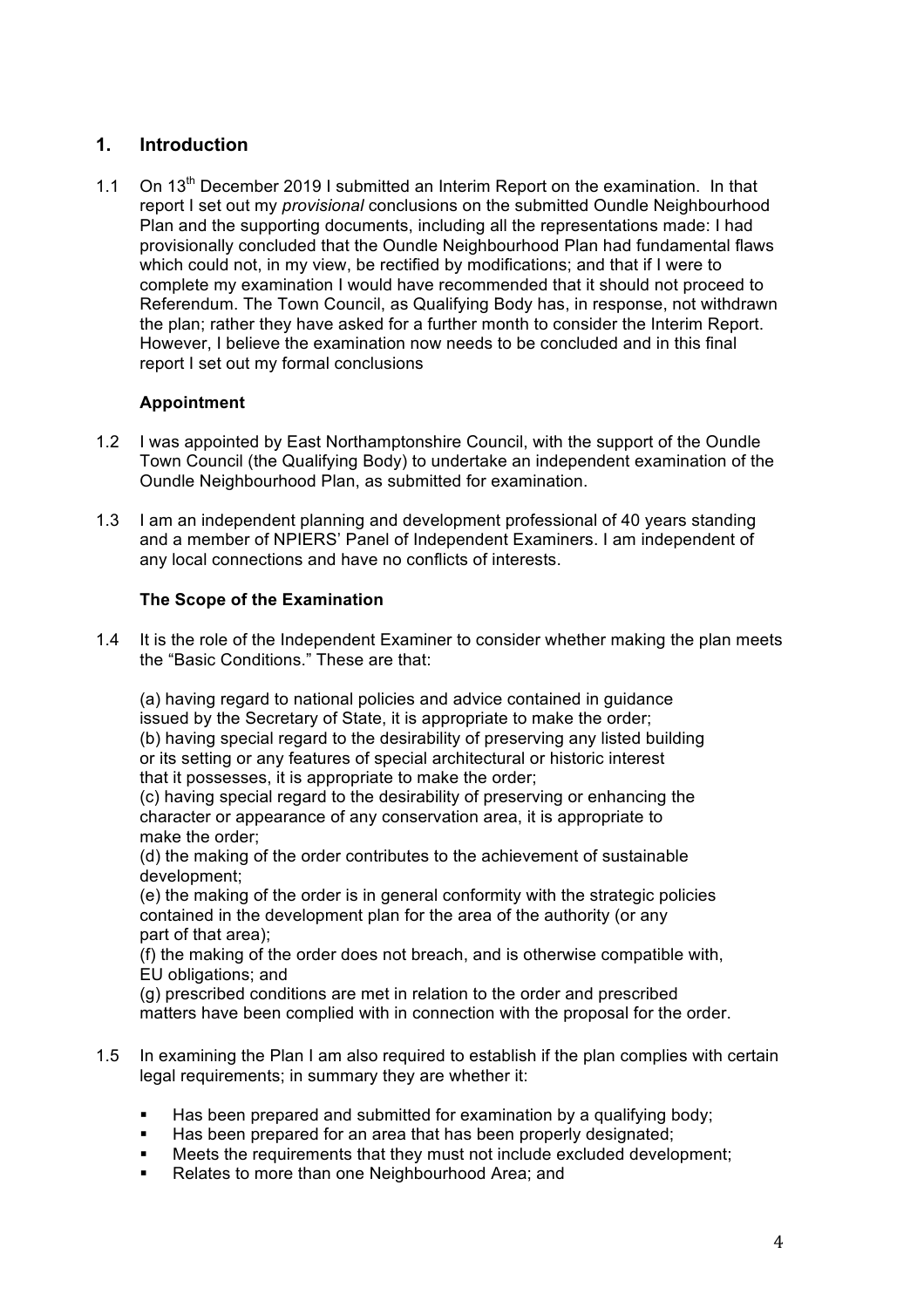## 1. Introduction

1.1 On 13th December 2019 I submitted an Interim Report on the examination. In that report I set out my *provisional* conclusions on the submitted Oundle Neighbourhood Plan and the supporting documents, including all the representations made: I had provisionally concluded that the Oundle Neighbourhood Plan had fundamental flaws which could not, in my view, be rectified by modifications; and that if I were to complete my examination I would have recommended that it should not proceed to Referendum. The Town Council, as Qualifying Body has, in response, not withdrawn the plan; rather they have asked for a further month to consider the Interim Report. However, I believe the examination now needs to be concluded and in this final report I set out my formal conclusions

### Appointment

1.2 I was appointed by East Northamptonshire Council, with the support of the Oundle Town Council (the Qualifying Body) to undertake an independent examination of the Oundle Neighbourhood Plan, as submitted for examination.

1.3 I am an independent planning and development professional of 40 years standing and a member of NPIERS' Panel of Independent Examiners. I am independent of any local connections and have no conflicts of interests.

### The Scope of the Examination

1.4 It is the role of the Independent Examiner to consider whether making the plan meets the "Basic Conditions." These are that:

(a) having regard to national policies and advice contained in guidance issued by the Secretary of State, it is appropriate to make the order;
(b) having special regard to the desirability of preserving any listed building or its setting or any features of special architectural or historic interest that it possesses, it is appropriate to make the order;
(c) having special regard to the desirability of preserving or enhancing the character or appearance of any conservation area, it is appropriate to make the order;
(d) the making of the order contributes to the achievement of sustainable development;
(e) the making of the order is in general conformity with the strategic policies contained in the development plan for the area of the authority (or any part of that area);
(f) the making of the order does not breach, and is otherwise compatible with, EU obligations; and
(g) prescribed conditions are met in relation to the order and prescribed matters have been complied with in connection with the proposal for the order.

1.5 In examining the Plan I am also required to establish if the plan complies with certain legal requirements; in summary they are whether it:

- Has been prepared and submitted for examination by a qualifying body;
- Has been prepared for an area that has been properly designated;
- Meets the requirements that they must not include excluded development;
- Relates to more than one Neighbourhood Area; and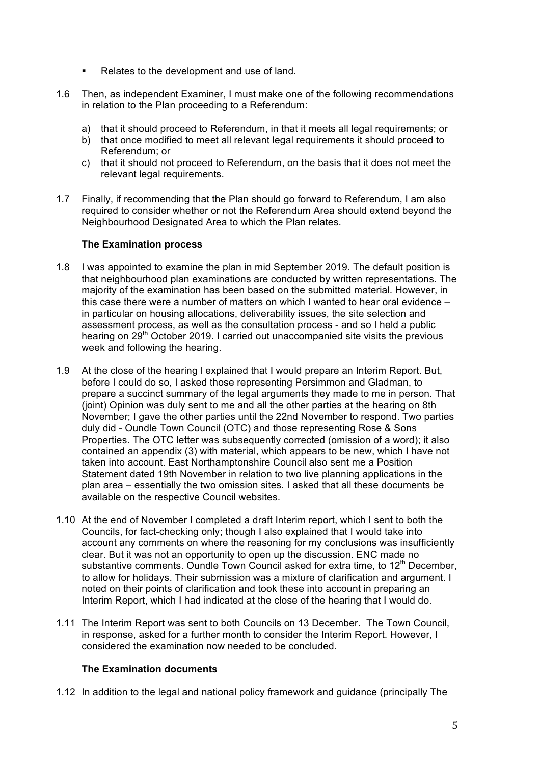- Relates to the development and use of land.

1.6 Then, as independent Examiner, I must make one of the following recommendations in relation to the Plan proceeding to a Referendum:

   a) that it should proceed to Referendum, in that it meets all legal requirements; or
   b) that once modified to meet all relevant legal requirements it should proceed to Referendum; or
   c) that it should not proceed to Referendum, on the basis that it does not meet the relevant legal requirements.

1.7 Finally, if recommending that the Plan should go forward to Referendum, I am also required to consider whether or not the Referendum Area should extend beyond the Neighbourhood Designated Area to which the Plan relates.

### The Examination process

1.8 I was appointed to examine the plan in mid September 2019. The default position is that neighbourhood plan examinations are conducted by written representations. The majority of the examination has been based on the submitted material. However, in this case there were a number of matters on which I wanted to hear oral evidence – in particular on housing allocations, deliverability issues, the site selection and assessment process, as well as the consultation process - and so I held a public hearing on 29th October 2019. I carried out unaccompanied site visits the previous week and following the hearing.

1.9 At the close of the hearing I explained that I would prepare an Interim Report. But, before I could do so, I asked those representing Persimmon and Gladman, to prepare a succinct summary of the legal arguments they made to me in person. That (joint) Opinion was duly sent to me and all the other parties at the hearing on 8th November; I gave the other parties until the 22nd November to respond. Two parties duly did - Oundle Town Council (OTC) and those representing Rose & Sons Properties. The OTC letter was subsequently corrected (omission of a word); it also contained an appendix (3) with material, which appears to be new, which I have not taken into account. East Northamptonshire Council also sent me a Position Statement dated 19th November in relation to two live planning applications in the plan area – essentially the two omission sites. I asked that all these documents be available on the respective Council websites.

1.10 At the end of November I completed a draft Interim report, which I sent to both the Councils, for fact-checking only; though I also explained that I would take into account any comments on where the reasoning for my conclusions was insufficiently clear. But it was not an opportunity to open up the discussion. ENC made no substantive comments. Oundle Town Council asked for extra time, to 12th December, to allow for holidays. Their submission was a mixture of clarification and argument. I noted on their points of clarification and took these into account in preparing an Interim Report, which I had indicated at the close of the hearing that I would do.

1.11 The Interim Report was sent to both Councils on 13 December. The Town Council, in response, asked for a further month to consider the Interim Report. However, I considered the examination now needed to be concluded.

### The Examination documents

1.12 In addition to the legal and national policy framework and guidance (principally The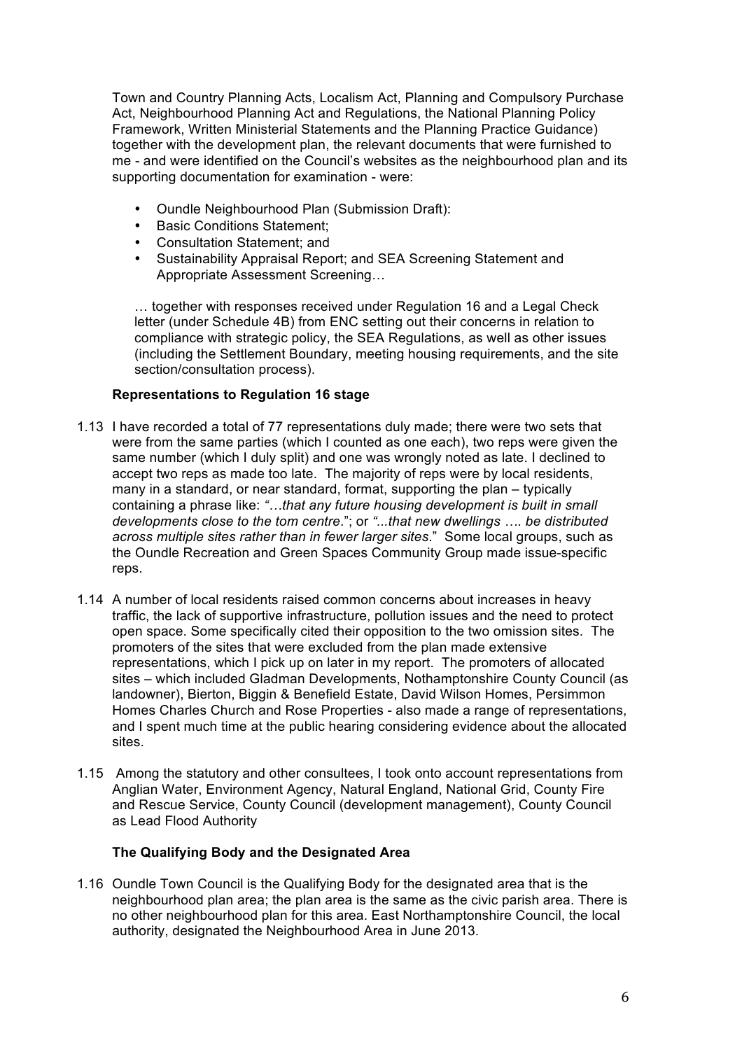Town and Country Planning Acts, Localism Act, Planning and Compulsory Purchase Act, Neighbourhood Planning Act and Regulations, the National Planning Policy Framework, Written Ministerial Statements and the Planning Practice Guidance) together with the development plan, the relevant documents that were furnished to me - and were identified on the Council's websites as the neighbourhood plan and its supporting documentation for examination - were:

- Oundle Neighbourhood Plan (Submission Draft):
- Basic Conditions Statement;
- Consultation Statement; and
- Sustainability Appraisal Report; and SEA Screening Statement and Appropriate Assessment Screening…

… together with responses received under Regulation 16 and a Legal Check letter (under Schedule 4B) from ENC setting out their concerns in relation to compliance with strategic policy, the SEA Regulations, as well as other issues (including the Settlement Boundary, meeting housing requirements, and the site section/consultation process).

**Representations to Regulation 16 stage**

1.13 I have recorded a total of 77 representations duly made; there were two sets that were from the same parties (which I counted as one each), two reps were given the same number (which I duly split) and one was wrongly noted as late. I declined to accept two reps as made too late. The majority of reps were by local residents, many in a standard, or near standard, format, supporting the plan – typically containing a phrase like: *"…that any future housing development is built in small developments close to the tom centre*."; or *"...that new dwellings …. be distributed across multiple sites rather than in fewer larger sites*." Some local groups, such as the Oundle Recreation and Green Spaces Community Group made issue-specific reps.

1.14 A number of local residents raised common concerns about increases in heavy traffic, the lack of supportive infrastructure, pollution issues and the need to protect open space. Some specifically cited their opposition to the two omission sites. The promoters of the sites that were excluded from the plan made extensive representations, which I pick up on later in my report. The promoters of allocated sites – which included Gladman Developments, Nothamptonshire County Council (as landowner), Bierton, Biggin & Benefield Estate, David Wilson Homes, Persimmon Homes Charles Church and Rose Properties - also made a range of representations, and I spent much time at the public hearing considering evidence about the allocated sites.

1.15 Among the statutory and other consultees, I took onto account representations from Anglian Water, Environment Agency, Natural England, National Grid, County Fire and Rescue Service, County Council (development management), County Council as Lead Flood Authority

**The Qualifying Body and the Designated Area**

1.16 Oundle Town Council is the Qualifying Body for the designated area that is the neighbourhood plan area; the plan area is the same as the civic parish area. There is no other neighbourhood plan for this area. East Northamptonshire Council, the local authority, designated the Neighbourhood Area in June 2013.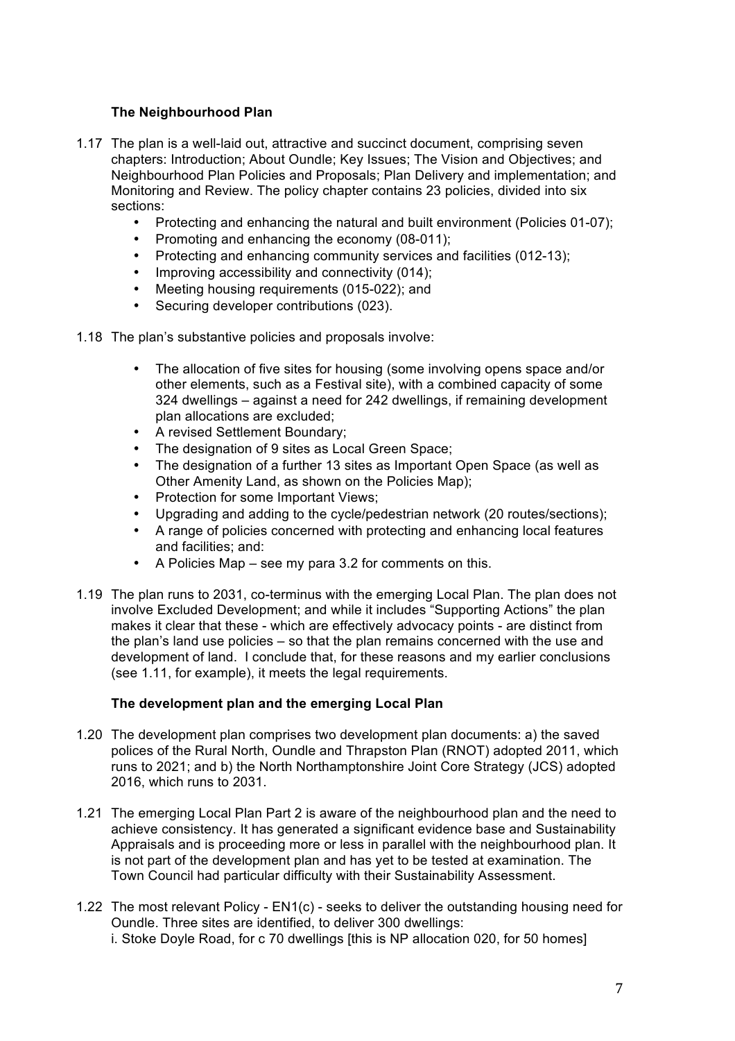### The Neighbourhood Plan

1.17 The plan is a well-laid out, attractive and succinct document, comprising seven chapters: Introduction; About Oundle; Key Issues; The Vision and Objectives; and Neighbourhood Plan Policies and Proposals; Plan Delivery and implementation; and Monitoring and Review. The policy chapter contains 23 policies, divided into six sections:

- Protecting and enhancing the natural and built environment (Policies 01-07);
- Promoting and enhancing the economy (08-011);
- Protecting and enhancing community services and facilities (012-13);
- Improving accessibility and connectivity (014);
- Meeting housing requirements (015-022); and
- Securing developer contributions (023).

1.18 The plan's substantive policies and proposals involve:

- The allocation of five sites for housing (some involving opens space and/or other elements, such as a Festival site), with a combined capacity of some 324 dwellings – against a need for 242 dwellings, if remaining development plan allocations are excluded;
- A revised Settlement Boundary;
- The designation of 9 sites as Local Green Space;
- The designation of a further 13 sites as Important Open Space (as well as Other Amenity Land, as shown on the Policies Map);
- Protection for some Important Views;
- Upgrading and adding to the cycle/pedestrian network (20 routes/sections);
- A range of policies concerned with protecting and enhancing local features and facilities; and:
- A Policies Map – see my para 3.2 for comments on this.

1.19 The plan runs to 2031, co-terminus with the emerging Local Plan. The plan does not involve Excluded Development; and while it includes "Supporting Actions" the plan makes it clear that these - which are effectively advocacy points - are distinct from the plan's land use policies – so that the plan remains concerned with the use and development of land. I conclude that, for these reasons and my earlier conclusions (see 1.11, for example), it meets the legal requirements.

### The development plan and the emerging Local Plan

1.20 The development plan comprises two development plan documents: a) the saved polices of the Rural North, Oundle and Thrapston Plan (RNOT) adopted 2011, which runs to 2021; and b) the North Northamptonshire Joint Core Strategy (JCS) adopted 2016, which runs to 2031.

1.21 The emerging Local Plan Part 2 is aware of the neighbourhood plan and the need to achieve consistency. It has generated a significant evidence base and Sustainability Appraisals and is proceeding more or less in parallel with the neighbourhood plan. It is not part of the development plan and has yet to be tested at examination. The Town Council had particular difficulty with their Sustainability Assessment.

1.22 The most relevant Policy - EN1(c) - seeks to deliver the outstanding housing need for Oundle. Three sites are identified, to deliver 300 dwellings:
i. Stoke Doyle Road, for c 70 dwellings [this is NP allocation 020, for 50 homes]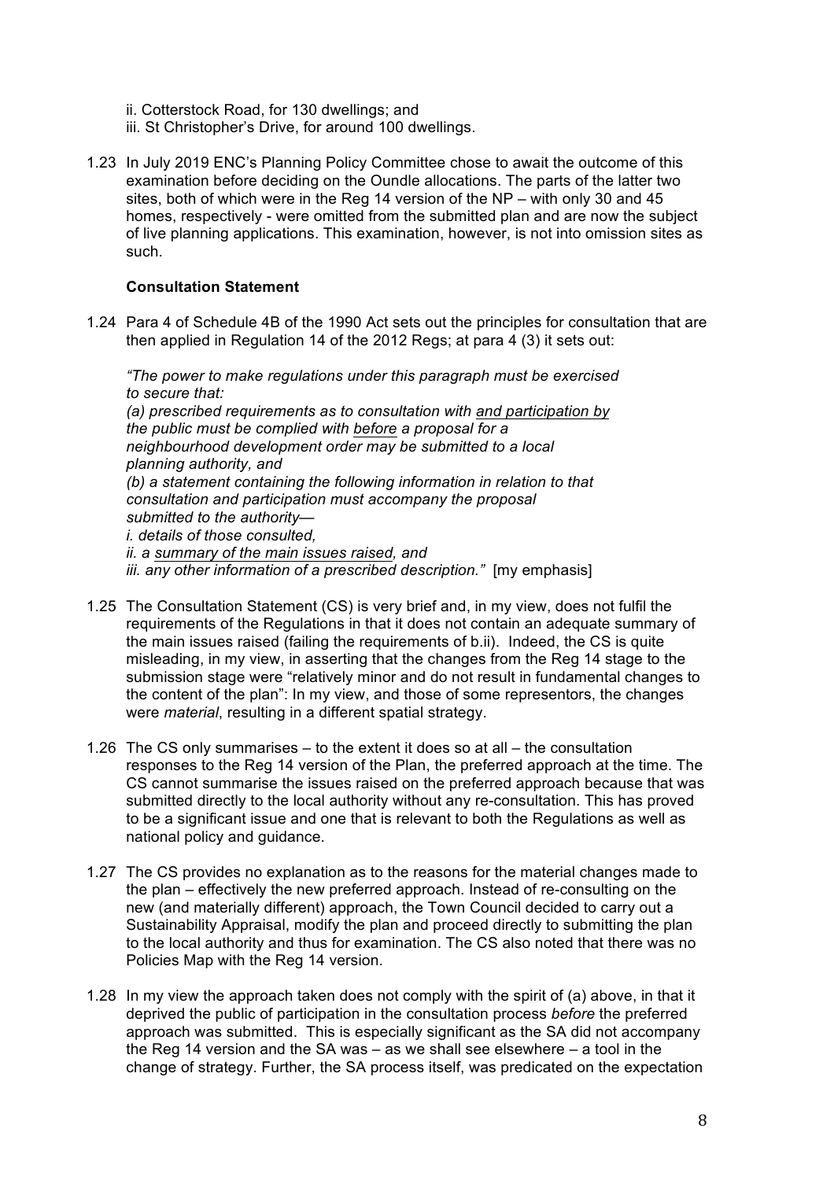ii. Cotterstock Road, for 130 dwellings; and
iii. St Christopher's Drive, for around 100 dwellings.

1.23 In July 2019 ENC's Planning Policy Committee chose to await the outcome of this examination before deciding on the Oundle allocations. The parts of the latter two sites, both of which were in the Reg 14 version of the NP – with only 30 and 45 homes, respectively - were omitted from the submitted plan and are now the subject of live planning applications. This examination, however, is not into omission sites as such.

### Consultation Statement

1.24 Para 4 of Schedule 4B of the 1990 Act sets out the principles for consultation that are then applied in Regulation 14 of the 2012 Regs; at para 4 (3) it sets out:

*"The power to make regulations under this paragraph must be exercised to secure that:*
*(a) prescribed requirements as to consultation with <u>and participation by</u> the public must be complied with <u>before</u> a proposal for a neighbourhood development order may be submitted to a local planning authority, and*
*(b) a statement containing the following information in relation to that consultation and participation must accompany the proposal submitted to the authority—*
*i. details of those consulted,*
*ii. a <u>summary of the main issues raised,</u> and*
*iii. any other information of a prescribed description."* [my emphasis]

1.25 The Consultation Statement (CS) is very brief and, in my view, does not fulfil the requirements of the Regulations in that it does not contain an adequate summary of the main issues raised (failing the requirements of b.ii). Indeed, the CS is quite misleading, in my view, in asserting that the changes from the Reg 14 stage to the submission stage were "relatively minor and do not result in fundamental changes to the content of the plan": In my view, and those of some representors, the changes were *material*, resulting in a different spatial strategy.

1.26 The CS only summarises – to the extent it does so at all – the consultation responses to the Reg 14 version of the Plan, the preferred approach at the time. The CS cannot summarise the issues raised on the preferred approach because that was submitted directly to the local authority without any re-consultation. This has proved to be a significant issue and one that is relevant to both the Regulations as well as national policy and guidance.

1.27 The CS provides no explanation as to the reasons for the material changes made to the plan – effectively the new preferred approach. Instead of re-consulting on the new (and materially different) approach, the Town Council decided to carry out a Sustainability Appraisal, modify the plan and proceed directly to submitting the plan to the local authority and thus for examination. The CS also noted that there was no Policies Map with the Reg 14 version.

1.28 In my view the approach taken does not comply with the spirit of (a) above, in that it deprived the public of participation in the consultation process *before* the preferred approach was submitted. This is especially significant as the SA did not accompany the Reg 14 version and the SA was – as we shall see elsewhere – a tool in the change of strategy. Further, the SA process itself, was predicated on the expectation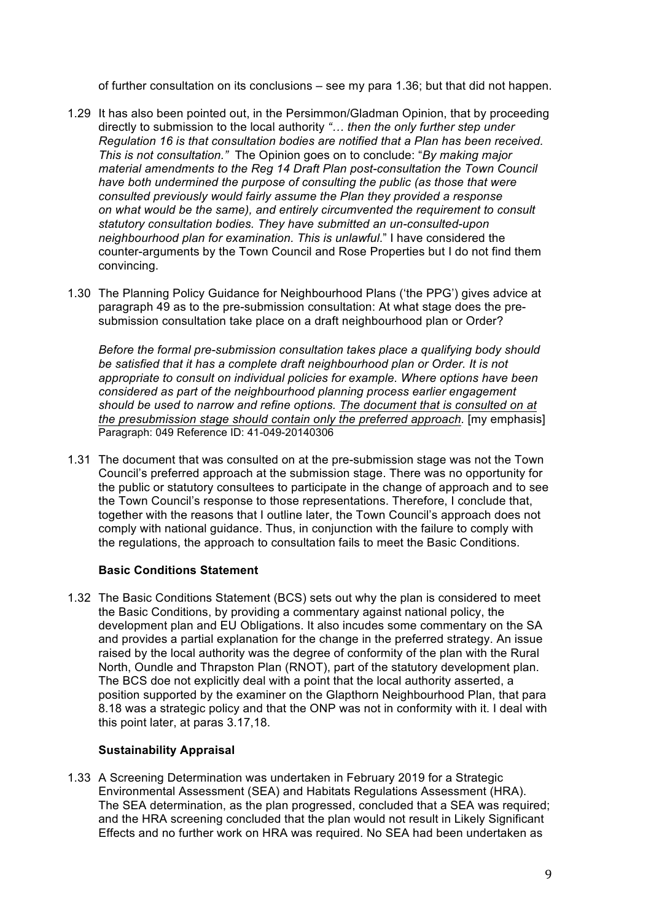of further consultation on its conclusions – see my para 1.36; but that did not happen.

1.29 It has also been pointed out, in the Persimmon/Gladman Opinion, that by proceeding directly to submission to the local authority *"… then the only further step under Regulation 16 is that consultation bodies are notified that a Plan has been received. This is not consultation."* The Opinion goes on to conclude: "*By making major material amendments to the Reg 14 Draft Plan post-consultation the Town Council have both undermined the purpose of consulting the public (as those that were consulted previously would fairly assume the Plan they provided a response on what would be the same), and entirely circumvented the requirement to consult statutory consultation bodies. They have submitted an un-consulted-upon neighbourhood plan for examination. This is unlawful*." I have considered the counter-arguments by the Town Council and Rose Properties but I do not find them convincing.

1.30 The Planning Policy Guidance for Neighbourhood Plans ('the PPG') gives advice at paragraph 49 as to the pre-submission consultation: At what stage does the pre-submission consultation take place on a draft neighbourhood plan or Order?

*Before the formal pre-submission consultation takes place a qualifying body should be satisfied that it has a complete draft neighbourhood plan or Order. It is not appropriate to consult on individual policies for example. Where options have been considered as part of the neighbourhood planning process earlier engagement should be used to narrow and refine options. <u>The document that is consulted on at the presubmission stage should contain only the preferred approach</u>.* [my emphasis]
<u>Paragraph: 049 Reference ID: 41-049-20140306</u>

1.31 The document that was consulted on at the pre-submission stage was not the Town Council's preferred approach at the submission stage. There was no opportunity for the public or statutory consultees to participate in the change of approach and to see the Town Council's response to those representations. Therefore, I conclude that, together with the reasons that I outline later, the Town Council's approach does not comply with national guidance. Thus, in conjunction with the failure to comply with the regulations, the approach to consultation fails to meet the Basic Conditions.

**Basic Conditions Statement**

1.32 The Basic Conditions Statement (BCS) sets out why the plan is considered to meet the Basic Conditions, by providing a commentary against national policy, the development plan and EU Obligations. It also incudes some commentary on the SA and provides a partial explanation for the change in the preferred strategy. An issue raised by the local authority was the degree of conformity of the plan with the Rural North, Oundle and Thrapston Plan (RNOT), part of the statutory development plan. The BCS doe not explicitly deal with a point that the local authority asserted, a position supported by the examiner on the Glapthorn Neighbourhood Plan, that para 8.18 was a strategic policy and that the ONP was not in conformity with it. I deal with this point later, at paras 3.17,18.

**Sustainability Appraisal**

1.33 A Screening Determination was undertaken in February 2019 for a Strategic Environmental Assessment (SEA) and Habitats Regulations Assessment (HRA). The SEA determination, as the plan progressed, concluded that a SEA was required; and the HRA screening concluded that the plan would not result in Likely Significant Effects and no further work on HRA was required. No SEA had been undertaken as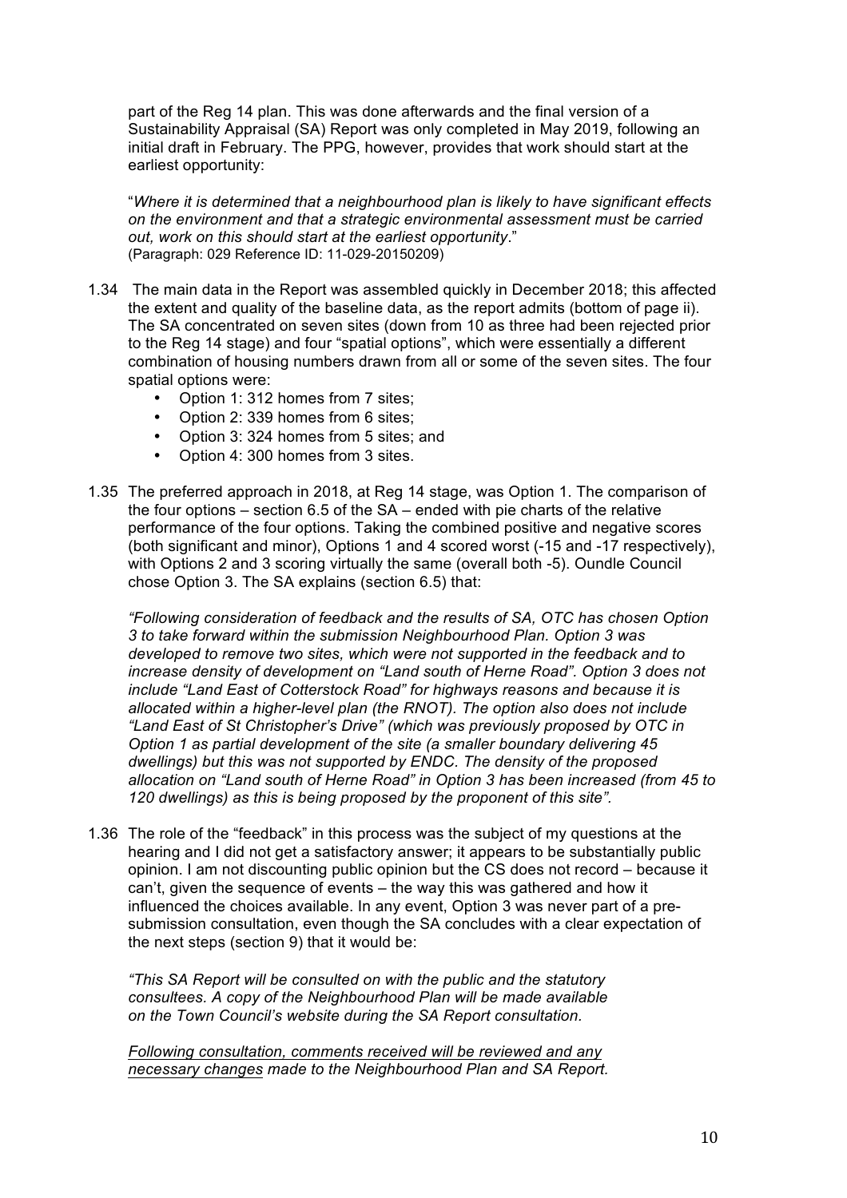part of the Reg 14 plan. This was done afterwards and the final version of a Sustainability Appraisal (SA) Report was only completed in May 2019, following an initial draft in February. The PPG, however, provides that work should start at the earliest opportunity:

"*Where it is determined that a neighbourhood plan is likely to have significant effects on the environment and that a strategic environmental assessment must be carried out, work on this should start at the earliest opportunity*."
(Paragraph: 029 Reference ID: 11-029-20150209)

1.34 The main data in the Report was assembled quickly in December 2018; this affected the extent and quality of the baseline data, as the report admits (bottom of page ii). The SA concentrated on seven sites (down from 10 as three had been rejected prior to the Reg 14 stage) and four "spatial options", which were essentially a different combination of housing numbers drawn from all or some of the seven sites. The four spatial options were:
   - Option 1: 312 homes from 7 sites;
   - Option 2: 339 homes from 6 sites;
   - Option 3: 324 homes from 5 sites; and
   - Option 4: 300 homes from 3 sites.

1.35 The preferred approach in 2018, at Reg 14 stage, was Option 1. The comparison of the four options – section 6.5 of the SA – ended with pie charts of the relative performance of the four options. Taking the combined positive and negative scores (both significant and minor), Options 1 and 4 scored worst (-15 and -17 respectively), with Options 2 and 3 scoring virtually the same (overall both -5). Oundle Council chose Option 3. The SA explains (section 6.5) that:

*"Following consideration of feedback and the results of SA, OTC has chosen Option 3 to take forward within the submission Neighbourhood Plan. Option 3 was developed to remove two sites, which were not supported in the feedback and to increase density of development on "Land south of Herne Road". Option 3 does not include "Land East of Cotterstock Road" for highways reasons and because it is allocated within a higher-level plan (the RNOT). The option also does not include "Land East of St Christopher's Drive" (which was previously proposed by OTC in Option 1 as partial development of the site (a smaller boundary delivering 45 dwellings) but this was not supported by ENDC. The density of the proposed allocation on "Land south of Herne Road" in Option 3 has been increased (from 45 to 120 dwellings) as this is being proposed by the proponent of this site".*

1.36 The role of the "feedback" in this process was the subject of my questions at the hearing and I did not get a satisfactory answer; it appears to be substantially public opinion. I am not discounting public opinion but the CS does not record – because it can't, given the sequence of events – the way this was gathered and how it influenced the choices available. In any event, Option 3 was never part of a pre-submission consultation, even though the SA concludes with a clear expectation of the next steps (section 9) that it would be:

*"This SA Report will be consulted on with the public and the statutory consultees. A copy of the Neighbourhood Plan will be made available on the Town Council's website during the SA Report consultation.*

*<u>Following consultation, comments received will be reviewed and any necessary changes</u> made to the Neighbourhood Plan and SA Report.*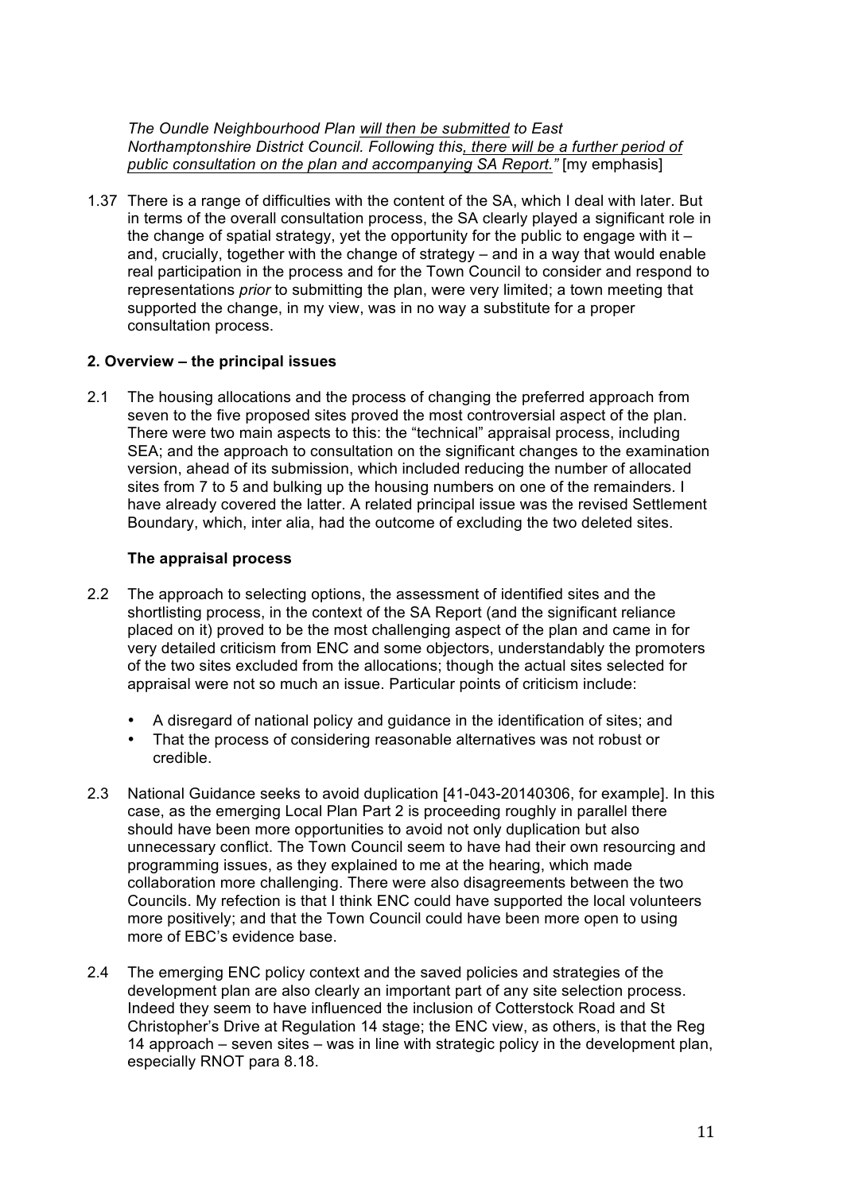*The Oundle Neighbourhood Plan will then be submitted to East Northamptonshire District Council. Following this, there will be a further period of public consultation on the plan and accompanying SA Report."* [my emphasis]

1.37 There is a range of difficulties with the content of the SA, which I deal with later. But in terms of the overall consultation process, the SA clearly played a significant role in the change of spatial strategy, yet the opportunity for the public to engage with it – and, crucially, together with the change of strategy – and in a way that would enable real participation in the process and for the Town Council to consider and respond to representations *prior* to submitting the plan, were very limited; a town meeting that supported the change, in my view, was in no way a substitute for a proper consultation process.

## 2. Overview – the principal issues

2.1 The housing allocations and the process of changing the preferred approach from seven to the five proposed sites proved the most controversial aspect of the plan. There were two main aspects to this: the "technical" appraisal process, including SEA; and the approach to consultation on the significant changes to the examination version, ahead of its submission, which included reducing the number of allocated sites from 7 to 5 and bulking up the housing numbers on one of the remainders. I have already covered the latter. A related principal issue was the revised Settlement Boundary, which, inter alia, had the outcome of excluding the two deleted sites.

### The appraisal process

2.2 The approach to selecting options, the assessment of identified sites and the shortlisting process, in the context of the SA Report (and the significant reliance placed on it) proved to be the most challenging aspect of the plan and came in for very detailed criticism from ENC and some objectors, understandably the promoters of the two sites excluded from the allocations; though the actual sites selected for appraisal were not so much an issue. Particular points of criticism include:

- A disregard of national policy and guidance in the identification of sites; and
- That the process of considering reasonable alternatives was not robust or credible.

2.3 National Guidance seeks to avoid duplication [41-043-20140306, for example]. In this case, as the emerging Local Plan Part 2 is proceeding roughly in parallel there should have been more opportunities to avoid not only duplication but also unnecessary conflict. The Town Council seem to have had their own resourcing and programming issues, as they explained to me at the hearing, which made collaboration more challenging. There were also disagreements between the two Councils. My refection is that I think ENC could have supported the local volunteers more positively; and that the Town Council could have been more open to using more of EBC's evidence base.

2.4 The emerging ENC policy context and the saved policies and strategies of the development plan are also clearly an important part of any site selection process. Indeed they seem to have influenced the inclusion of Cotterstock Road and St Christopher's Drive at Regulation 14 stage; the ENC view, as others, is that the Reg 14 approach – seven sites – was in line with strategic policy in the development plan, especially RNOT para 8.18.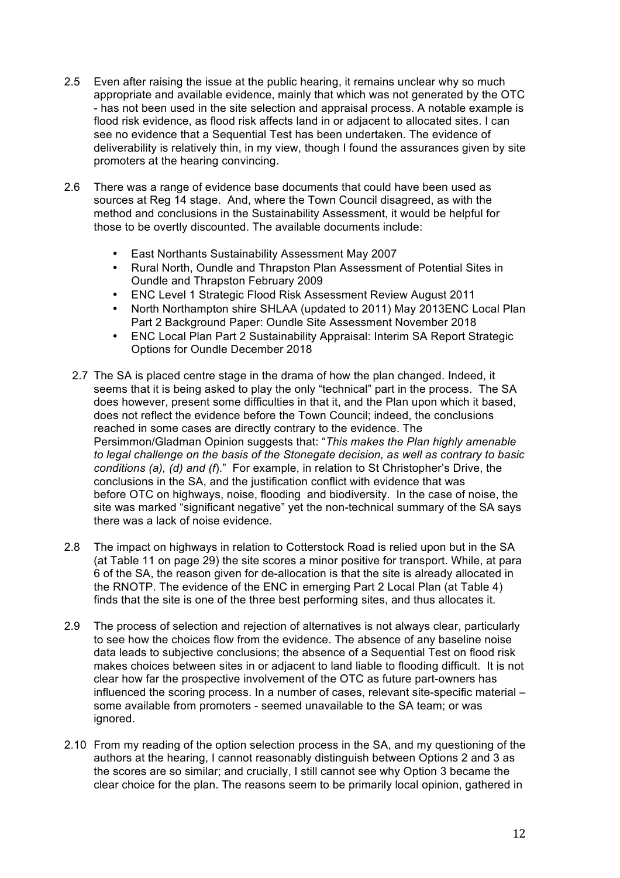2.5 Even after raising the issue at the public hearing, it remains unclear why so much appropriate and available evidence, mainly that which was not generated by the OTC - has not been used in the site selection and appraisal process. A notable example is flood risk evidence, as flood risk affects land in or adjacent to allocated sites. I can see no evidence that a Sequential Test has been undertaken. The evidence of deliverability is relatively thin, in my view, though I found the assurances given by site promoters at the hearing convincing.

2.6 There was a range of evidence base documents that could have been used as sources at Reg 14 stage. And, where the Town Council disagreed, as with the method and conclusions in the Sustainability Assessment, it would be helpful for those to be overtly discounted. The available documents include:

- East Northants Sustainability Assessment May 2007
- Rural North, Oundle and Thrapston Plan Assessment of Potential Sites in Oundle and Thrapston February 2009
- ENC Level 1 Strategic Flood Risk Assessment Review August 2011
- North Northampton shire SHLAA (updated to 2011) May 2013ENC Local Plan Part 2 Background Paper: Oundle Site Assessment November 2018
- ENC Local Plan Part 2 Sustainability Appraisal: Interim SA Report Strategic Options for Oundle December 2018

2.7 The SA is placed centre stage in the drama of how the plan changed. Indeed, it seems that it is being asked to play the only "technical" part in the process. The SA does however, present some difficulties in that it, and the Plan upon which it based, does not reflect the evidence before the Town Council; indeed, the conclusions reached in some cases are directly contrary to the evidence. The Persimmon/Gladman Opinion suggests that: "*This makes the Plan highly amenable to legal challenge on the basis of the Stonegate decision, as well as contrary to basic conditions (a), (d) and (f*)." For example, in relation to St Christopher's Drive, the conclusions in the SA, and the justification conflict with evidence that was before OTC on highways, noise, flooding and biodiversity. In the case of noise, the site was marked "significant negative" yet the non-technical summary of the SA says there was a lack of noise evidence.

2.8 The impact on highways in relation to Cotterstock Road is relied upon but in the SA (at Table 11 on page 29) the site scores a minor positive for transport. While, at para 6 of the SA, the reason given for de-allocation is that the site is already allocated in the RNOTP. The evidence of the ENC in emerging Part 2 Local Plan (at Table 4) finds that the site is one of the three best performing sites, and thus allocates it.

2.9 The process of selection and rejection of alternatives is not always clear, particularly to see how the choices flow from the evidence. The absence of any baseline noise data leads to subjective conclusions; the absence of a Sequential Test on flood risk makes choices between sites in or adjacent to land liable to flooding difficult. It is not clear how far the prospective involvement of the OTC as future part-owners has influenced the scoring process. In a number of cases, relevant site-specific material – some available from promoters - seemed unavailable to the SA team; or was ignored.

2.10 From my reading of the option selection process in the SA, and my questioning of the authors at the hearing, I cannot reasonably distinguish between Options 2 and 3 as the scores are so similar; and crucially, I still cannot see why Option 3 became the clear choice for the plan. The reasons seem to be primarily local opinion, gathered in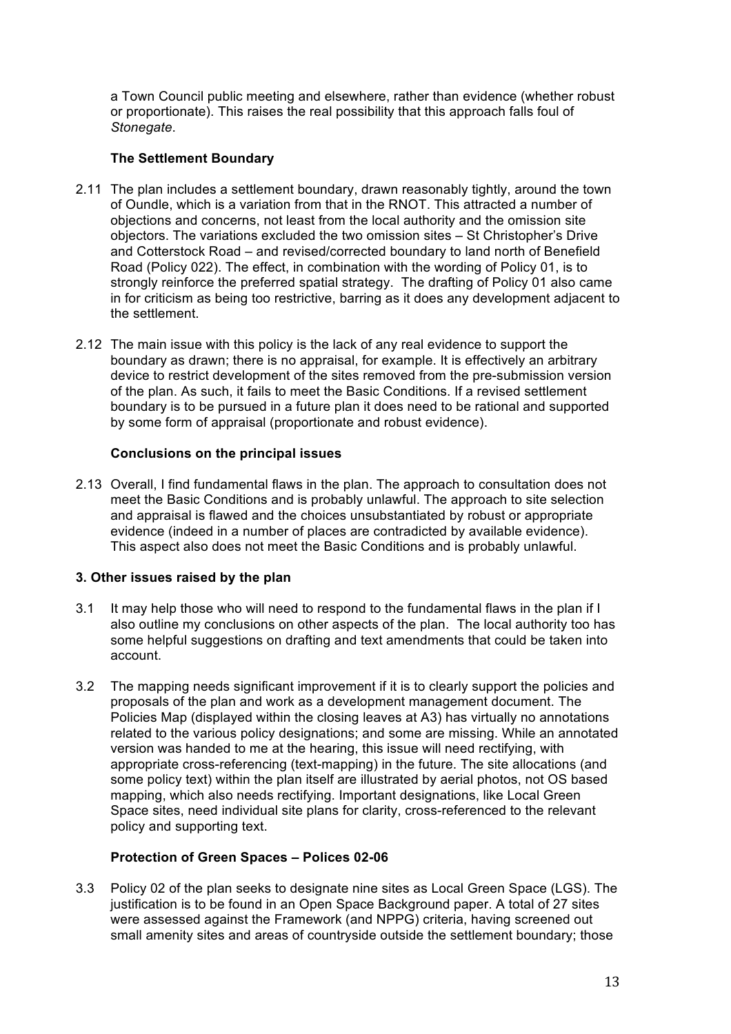a Town Council public meeting and elsewhere, rather than evidence (whether robust or proportionate). This raises the real possibility that this approach falls foul of *Stonegate*.

**The Settlement Boundary**

2.11 The plan includes a settlement boundary, drawn reasonably tightly, around the town of Oundle, which is a variation from that in the RNOT. This attracted a number of objections and concerns, not least from the local authority and the omission site objectors. The variations excluded the two omission sites – St Christopher's Drive and Cotterstock Road – and revised/corrected boundary to land north of Benefield Road (Policy 022). The effect, in combination with the wording of Policy 01, is to strongly reinforce the preferred spatial strategy. The drafting of Policy 01 also came in for criticism as being too restrictive, barring as it does any development adjacent to the settlement.

2.12 The main issue with this policy is the lack of any real evidence to support the boundary as drawn; there is no appraisal, for example. It is effectively an arbitrary device to restrict development of the sites removed from the pre-submission version of the plan. As such, it fails to meet the Basic Conditions. If a revised settlement boundary is to be pursued in a future plan it does need to be rational and supported by some form of appraisal (proportionate and robust evidence).

**Conclusions on the principal issues**

2.13 Overall, I find fundamental flaws in the plan. The approach to consultation does not meet the Basic Conditions and is probably unlawful. The approach to site selection and appraisal is flawed and the choices unsubstantiated by robust or appropriate evidence (indeed in a number of places are contradicted by available evidence). This aspect also does not meet the Basic Conditions and is probably unlawful.

## 3. Other issues raised by the plan

3.1 It may help those who will need to respond to the fundamental flaws in the plan if I also outline my conclusions on other aspects of the plan. The local authority too has some helpful suggestions on drafting and text amendments that could be taken into account.

3.2 The mapping needs significant improvement if it is to clearly support the policies and proposals of the plan and work as a development management document. The Policies Map (displayed within the closing leaves at A3) has virtually no annotations related to the various policy designations; and some are missing. While an annotated version was handed to me at the hearing, this issue will need rectifying, with appropriate cross-referencing (text-mapping) in the future. The site allocations (and some policy text) within the plan itself are illustrated by aerial photos, not OS based mapping, which also needs rectifying. Important designations, like Local Green Space sites, need individual site plans for clarity, cross-referenced to the relevant policy and supporting text.

**Protection of Green Spaces – Polices 02-06**

3.3 Policy 02 of the plan seeks to designate nine sites as Local Green Space (LGS). The justification is to be found in an Open Space Background paper. A total of 27 sites were assessed against the Framework (and NPPG) criteria, having screened out small amenity sites and areas of countryside outside the settlement boundary; those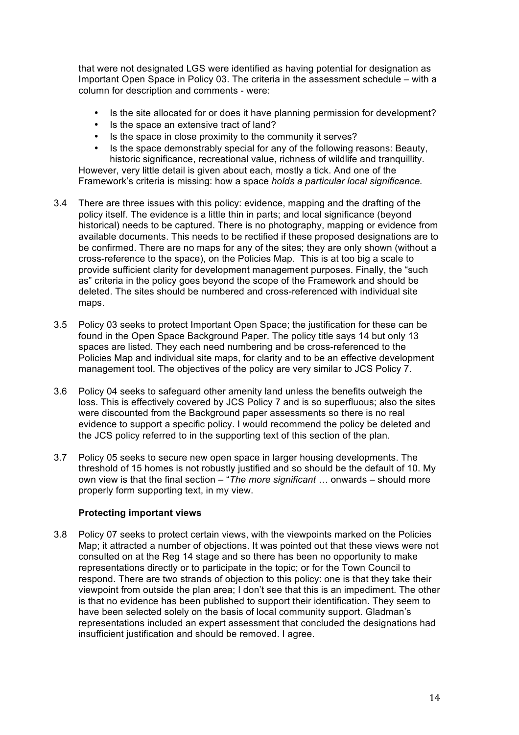that were not designated LGS were identified as having potential for designation as Important Open Space in Policy 03. The criteria in the assessment schedule – with a column for description and comments - were:

- Is the site allocated for or does it have planning permission for development?
- Is the space an extensive tract of land?
- Is the space in close proximity to the community it serves?
- Is the space demonstrably special for any of the following reasons: Beauty, historic significance, recreational value, richness of wildlife and tranquillity.

However, very little detail is given about each, mostly a tick. And one of the Framework's criteria is missing: how a space *holds a particular local significance.*

3.4 There are three issues with this policy: evidence, mapping and the drafting of the policy itself. The evidence is a little thin in parts; and local significance (beyond historical) needs to be captured. There is no photography, mapping or evidence from available documents. This needs to be rectified if these proposed designations are to be confirmed. There are no maps for any of the sites; they are only shown (without a cross-reference to the space), on the Policies Map. This is at too big a scale to provide sufficient clarity for development management purposes. Finally, the "such as" criteria in the policy goes beyond the scope of the Framework and should be deleted. The sites should be numbered and cross-referenced with individual site maps.

3.5 Policy 03 seeks to protect Important Open Space; the justification for these can be found in the Open Space Background Paper. The policy title says 14 but only 13 spaces are listed. They each need numbering and be cross-referenced to the Policies Map and individual site maps, for clarity and to be an effective development management tool. The objectives of the policy are very similar to JCS Policy 7.

3.6 Policy 04 seeks to safeguard other amenity land unless the benefits outweigh the loss. This is effectively covered by JCS Policy 7 and is so superfluous; also the sites were discounted from the Background paper assessments so there is no real evidence to support a specific policy. I would recommend the policy be deleted and the JCS policy referred to in the supporting text of this section of the plan.

3.7 Policy 05 seeks to secure new open space in larger housing developments. The threshold of 15 homes is not robustly justified and so should be the default of 10. My own view is that the final section – "*The more significant …* onwards – should more properly form supporting text, in my view.

### Protecting important views

3.8 Policy 07 seeks to protect certain views, with the viewpoints marked on the Policies Map; it attracted a number of objections. It was pointed out that these views were not consulted on at the Reg 14 stage and so there has been no opportunity to make representations directly or to participate in the topic; or for the Town Council to respond. There are two strands of objection to this policy: one is that they take their viewpoint from outside the plan area; I don't see that this is an impediment. The other is that no evidence has been published to support their identification. They seem to have been selected solely on the basis of local community support. Gladman's representations included an expert assessment that concluded the designations had insufficient justification and should be removed. I agree.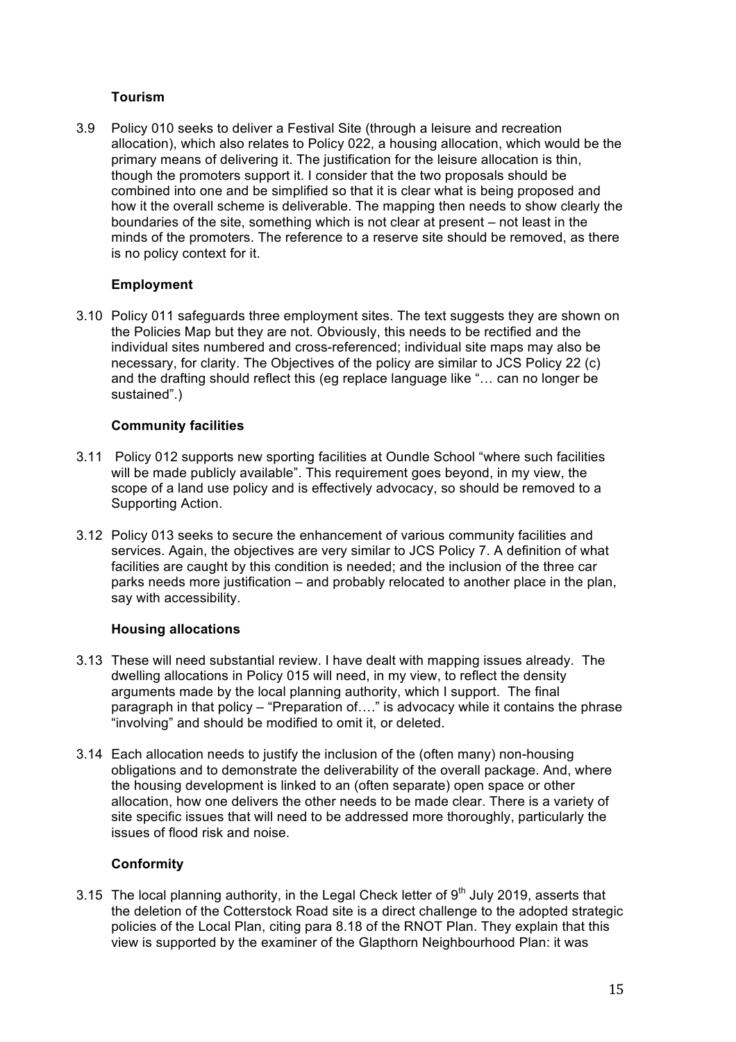### Tourism

3.9 Policy 010 seeks to deliver a Festival Site (through a leisure and recreation allocation), which also relates to Policy 022, a housing allocation, which would be the primary means of delivering it. The justification for the leisure allocation is thin, though the promoters support it. I consider that the two proposals should be combined into one and be simplified so that it is clear what is being proposed and how it the overall scheme is deliverable. The mapping then needs to show clearly the boundaries of the site, something which is not clear at present – not least in the minds of the promoters. The reference to a reserve site should be removed, as there is no policy context for it.

### Employment

3.10 Policy 011 safeguards three employment sites. The text suggests they are shown on the Policies Map but they are not. Obviously, this needs to be rectified and the individual sites numbered and cross-referenced; individual site maps may also be necessary, for clarity. The Objectives of the policy are similar to JCS Policy 22 (c) and the drafting should reflect this (eg replace language like "… can no longer be sustained".)

### Community facilities

3.11 Policy 012 supports new sporting facilities at Oundle School "where such facilities will be made publicly available". This requirement goes beyond, in my view, the scope of a land use policy and is effectively advocacy, so should be removed to a Supporting Action.

3.12 Policy 013 seeks to secure the enhancement of various community facilities and services. Again, the objectives are very similar to JCS Policy 7. A definition of what facilities are caught by this condition is needed; and the inclusion of the three car parks needs more justification – and probably relocated to another place in the plan, say with accessibility.

### Housing allocations

3.13 These will need substantial review. I have dealt with mapping issues already. The dwelling allocations in Policy 015 will need, in my view, to reflect the density arguments made by the local planning authority, which I support. The final paragraph in that policy – "Preparation of…." is advocacy while it contains the phrase "involving" and should be modified to omit it, or deleted.

3.14 Each allocation needs to justify the inclusion of the (often many) non-housing obligations and to demonstrate the deliverability of the overall package. And, where the housing development is linked to an (often separate) open space or other allocation, how one delivers the other needs to be made clear. There is a variety of site specific issues that will need to be addressed more thoroughly, particularly the issues of flood risk and noise.

### Conformity

3.15 The local planning authority, in the Legal Check letter of 9th July 2019, asserts that the deletion of the Cotterstock Road site is a direct challenge to the adopted strategic policies of the Local Plan, citing para 8.18 of the RNOT Plan. They explain that this view is supported by the examiner of the Glapthorn Neighbourhood Plan: it was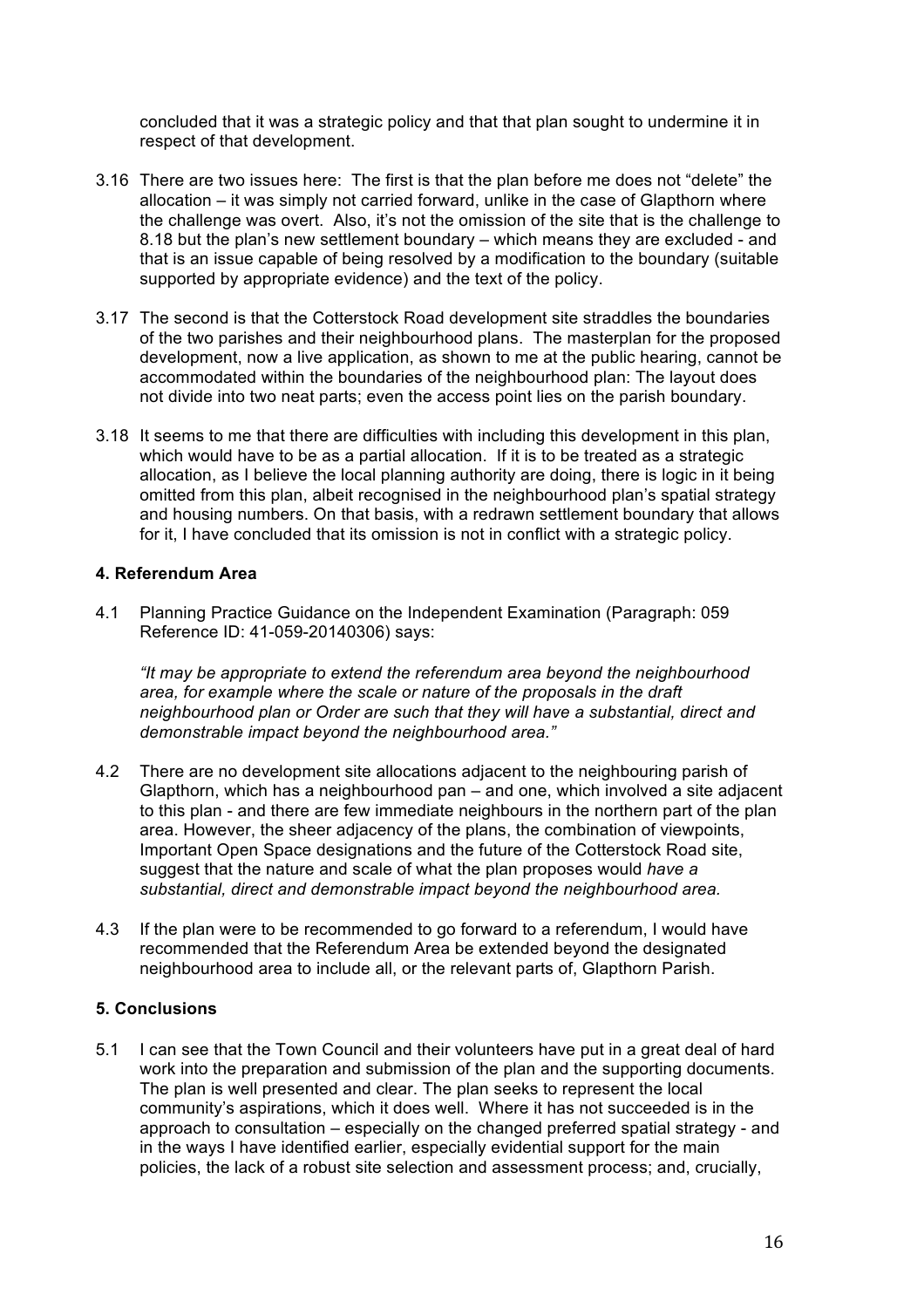concluded that it was a strategic policy and that that plan sought to undermine it in respect of that development.

3.16 There are two issues here: The first is that the plan before me does not "delete" the allocation – it was simply not carried forward, unlike in the case of Glapthorn where the challenge was overt. Also, it's not the omission of the site that is the challenge to 8.18 but the plan's new settlement boundary – which means they are excluded - and that is an issue capable of being resolved by a modification to the boundary (suitable supported by appropriate evidence) and the text of the policy.

3.17 The second is that the Cotterstock Road development site straddles the boundaries of the two parishes and their neighbourhood plans. The masterplan for the proposed development, now a live application, as shown to me at the public hearing, cannot be accommodated within the boundaries of the neighbourhood plan: The layout does not divide into two neat parts; even the access point lies on the parish boundary.

3.18 It seems to me that there are difficulties with including this development in this plan, which would have to be as a partial allocation. If it is to be treated as a strategic allocation, as I believe the local planning authority are doing, there is logic in it being omitted from this plan, albeit recognised in the neighbourhood plan's spatial strategy and housing numbers. On that basis, with a redrawn settlement boundary that allows for it, I have concluded that its omission is not in conflict with a strategic policy.

### 4. Referendum Area

4.1 Planning Practice Guidance on the Independent Examination (Paragraph: 059 Reference ID: 41-059-20140306) says:

*"It may be appropriate to extend the referendum area beyond the neighbourhood area, for example where the scale or nature of the proposals in the draft neighbourhood plan or Order are such that they will have a substantial, direct and demonstrable impact beyond the neighbourhood area."*

4.2 There are no development site allocations adjacent to the neighbouring parish of Glapthorn, which has a neighbourhood pan – and one, which involved a site adjacent to this plan - and there are few immediate neighbours in the northern part of the plan area. However, the sheer adjacency of the plans, the combination of viewpoints, Important Open Space designations and the future of the Cotterstock Road site, suggest that the nature and scale of what the plan proposes would *have a substantial, direct and demonstrable impact beyond the neighbourhood area.*

4.3 If the plan were to be recommended to go forward to a referendum, I would have recommended that the Referendum Area be extended beyond the designated neighbourhood area to include all, or the relevant parts of, Glapthorn Parish.

### 5. Conclusions

5.1 I can see that the Town Council and their volunteers have put in a great deal of hard work into the preparation and submission of the plan and the supporting documents. The plan is well presented and clear. The plan seeks to represent the local community's aspirations, which it does well. Where it has not succeeded is in the approach to consultation – especially on the changed preferred spatial strategy - and in the ways I have identified earlier, especially evidential support for the main policies, the lack of a robust site selection and assessment process; and, crucially,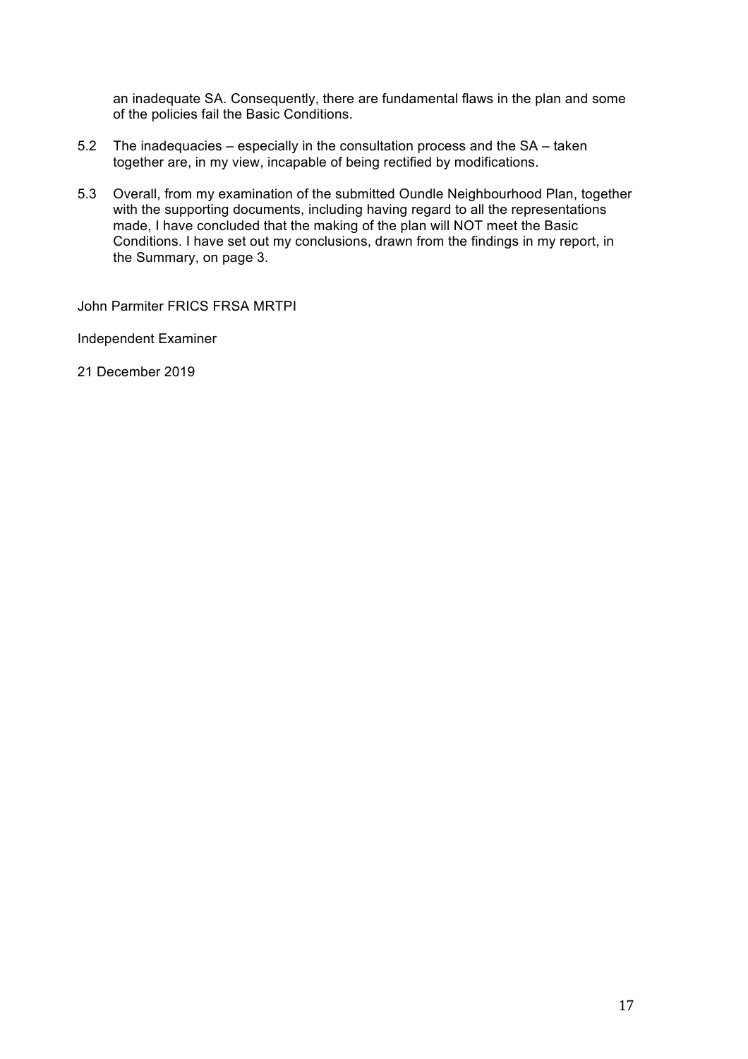an inadequate SA. Consequently, there are fundamental flaws in the plan and some of the policies fail the Basic Conditions.

5.2 The inadequacies – especially in the consultation process and the SA – taken together are, in my view, incapable of being rectified by modifications.

5.3 Overall, from my examination of the submitted Oundle Neighbourhood Plan, together with the supporting documents, including having regard to all the representations made, I have concluded that the making of the plan will NOT meet the Basic Conditions. I have set out my conclusions, drawn from the findings in my report, in the Summary, on page 3.

John Parmiter FRICS FRSA MRTPI

Independent Examiner

21 December 2019